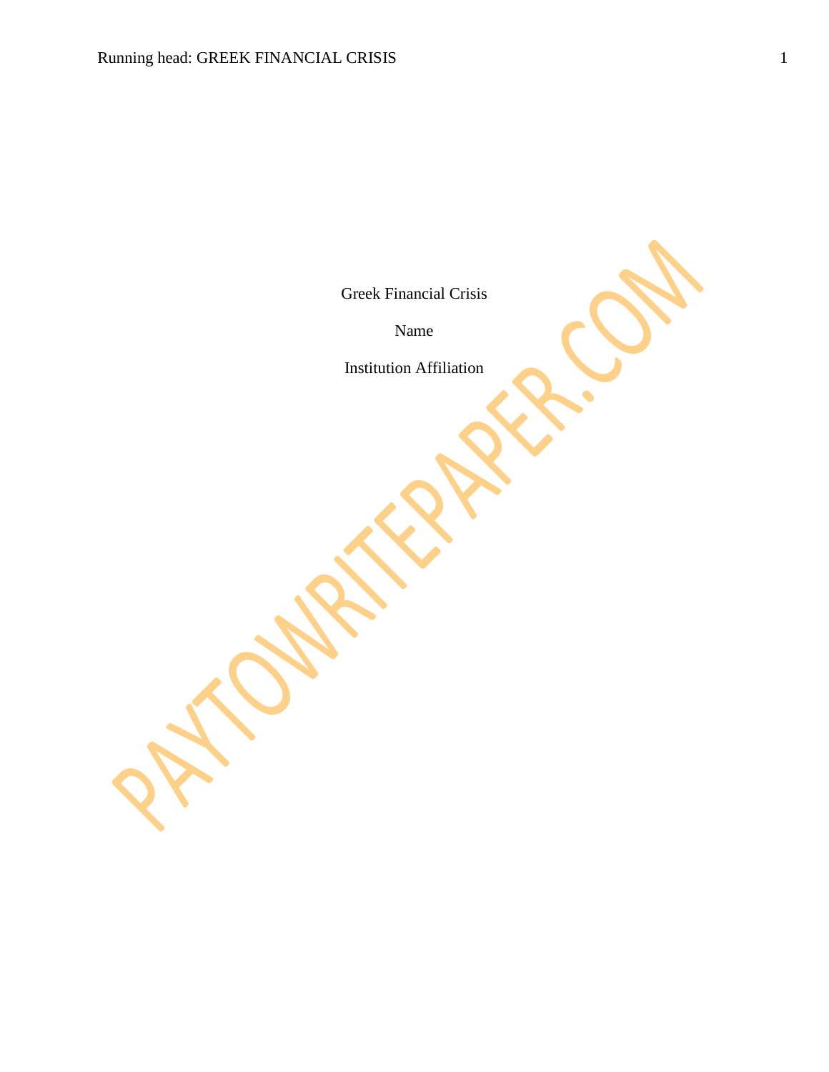Greek Financial Crisis

Name

Institution Affiliation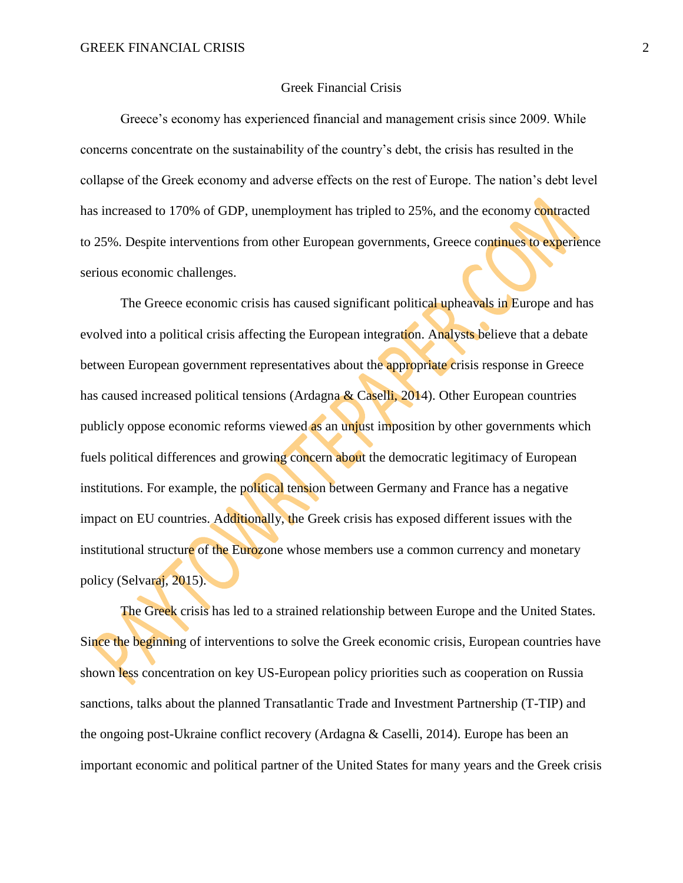# Greek Financial Crisis

Greece's economy has experienced financial and management crisis since 2009. While concerns concentrate on the sustainability of the country's debt, the crisis has resulted in the collapse of the Greek economy and adverse effects on the rest of Europe. The nation's debt level has increased to 170% of GDP, unemployment has tripled to 25%, and the economy contracted to 25%. Despite interventions from other European governments, Greece continues to experience serious economic challenges.

The Greece economic crisis has caused significant political upheavals in Europe and has evolved into a political crisis affecting the European integration. Analysts believe that a debate between European government representatives about the appropriate crisis response in Greece has caused increased political tensions (Ardagna & Caselli, 2014). Other European countries publicly oppose economic reforms viewed as an unjust imposition by other governments which fuels political differences and growing concern about the democratic legitimacy of European institutions. For example, the political tension between Germany and France has a negative impact on EU countries. Additionally, the Greek crisis has exposed different issues with the institutional structure of the Eurozone whose members use a common currency and monetary policy (Selvaraj, 2015).

The Greek crisis has led to a strained relationship between Europe and the United States. Since the beginning of interventions to solve the Greek economic crisis, European countries have shown less concentration on key US-European policy priorities such as cooperation on Russia sanctions, talks about the planned Transatlantic Trade and Investment Partnership (T-TIP) and the ongoing post-Ukraine conflict recovery (Ardagna & Caselli, 2014). Europe has been an important economic and political partner of the United States for many years and the Greek crisis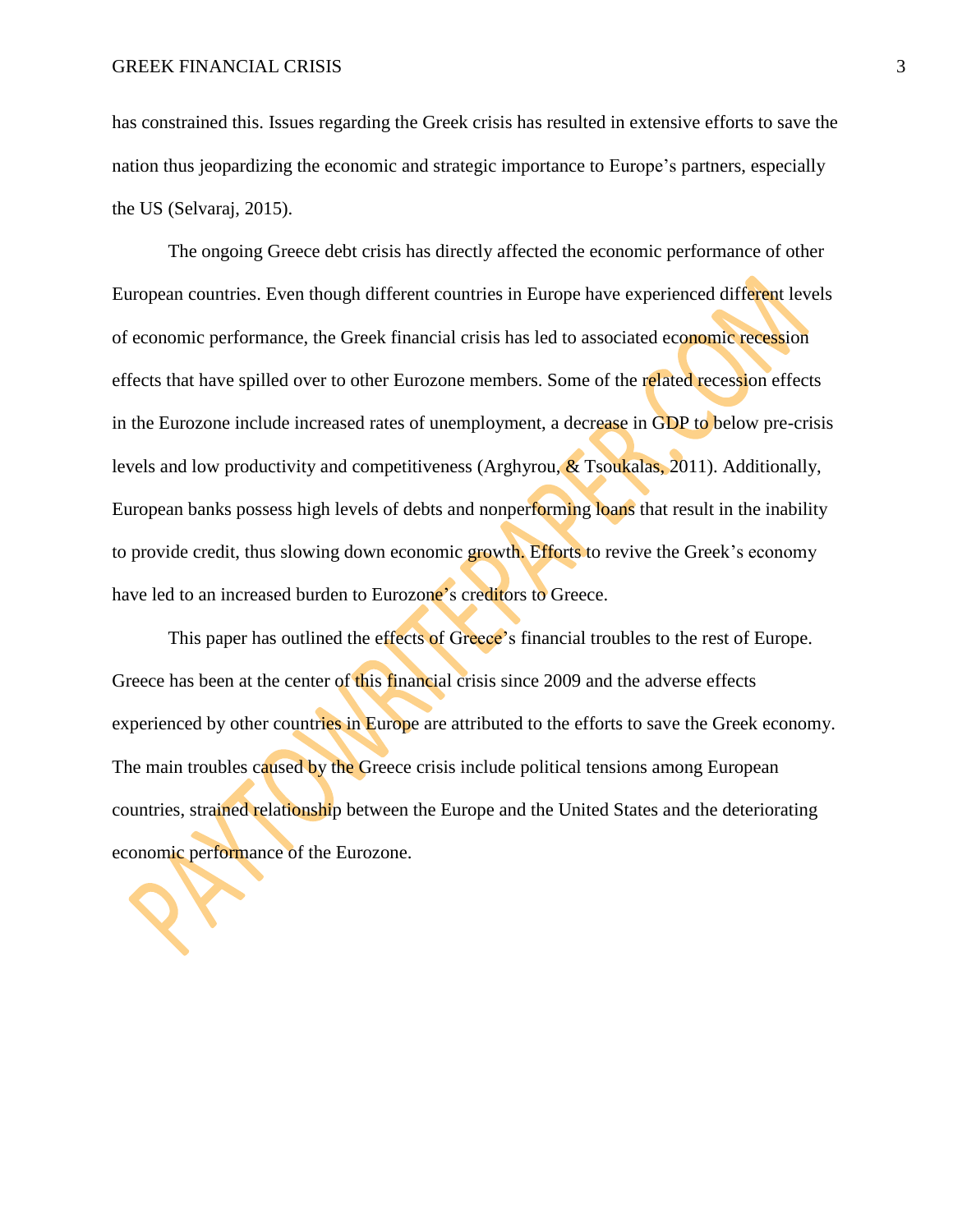has constrained this. Issues regarding the Greek crisis has resulted in extensive efforts to save the nation thus jeopardizing the economic and strategic importance to Europe's partners, especially the US (Selvaraj, 2015).

The ongoing Greece debt crisis has directly affected the economic performance of other European countries. Even though different countries in Europe have experienced different levels of economic performance, the Greek financial crisis has led to associated economic recession effects that have spilled over to other Eurozone members. Some of the related recession effects in the Eurozone include increased rates of unemployment, a decrease in GDP to below pre-crisis levels and low productivity and competitiveness (Arghyrou, & Tsoukalas, 2011). Additionally, European banks possess high levels of debts and nonperforming loans that result in the inability to provide credit, thus slowing down economic growth. Efforts to revive the Greek's economy have led to an increased burden to Eurozone's creditors to Greece.

This paper has outlined the effects of Greece's financial troubles to the rest of Europe. Greece has been at the center of this financial crisis since 2009 and the adverse effects experienced by other countries in Europe are attributed to the efforts to save the Greek economy. The main troubles caused by the Greece crisis include political tensions among European countries, strained relationship between the Europe and the United States and the deteriorating economic performance of the Eurozone.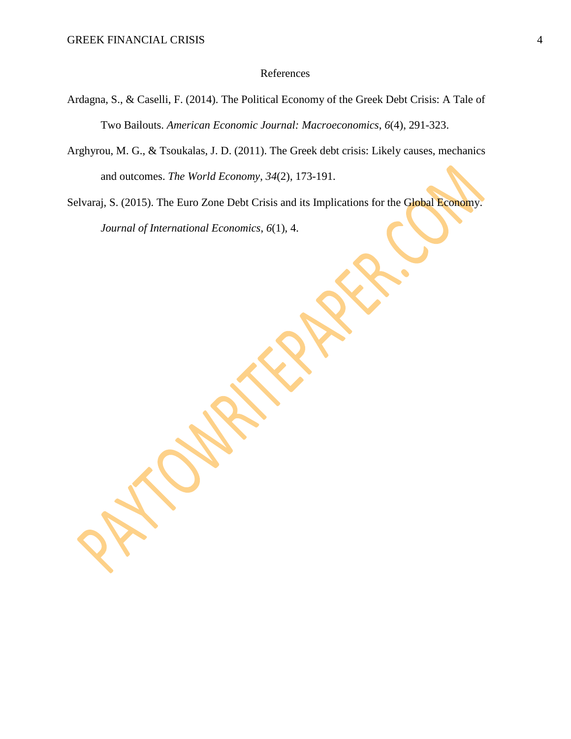# References

Ardagna, S., & Caselli, F. (2014). The Political Economy of the Greek Debt Crisis: A Tale of Two Bailouts. *American Economic Journal: Macroeconomics*, *6*(4), 291-323.

Arghyrou, M. G., & Tsoukalas, J. D. (2011). The Greek debt crisis: Likely causes, mechanics and outcomes. *The World Economy*, *34*(2), 173-191.

Selvaraj, S. (2015). The Euro Zone Debt Crisis and its Implications for the Global Economy. *Journal of International Economics*, *6*(1), 4.